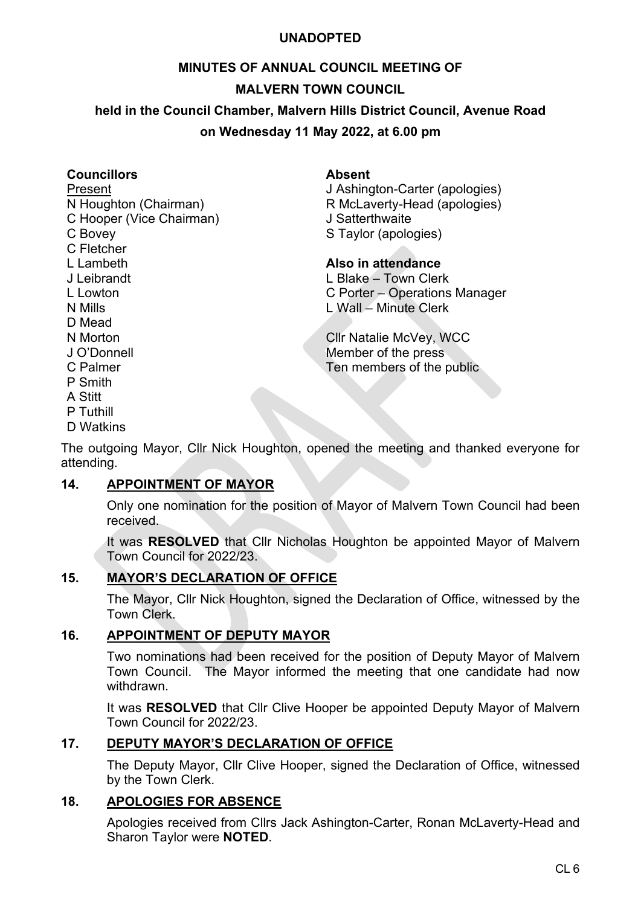**UNADOPTED**

# MINUTES OF ANNUAL COUNCIL MEETING OF MALVERN TOWN COUNCIL

## held in the Council Chamber, Malvern Hills District Council, Avenue Road on Wednesday 11 May 2022, at 6.00 pm

**Councillors**

Present

N Houghton (Chairman)
C Hooper (Vice Chairman)
C Bovey
C Fletcher
L Lambeth
J Leibrandt
L Lowton
N Mills
D Mead
N Morton
J O'Donnell
C Palmer
P Smith
A Stitt
P Tuthill
D Watkins

**Absent**

J Ashington-Carter (apologies)
R McLaverty-Head (apologies)
J Satterthwaite
S Taylor (apologies)

**Also in attendance**

L Blake – Town Clerk
C Porter – Operations Manager
L Wall – Minute Clerk

Cllr Natalie McVey, WCC
Member of the press
Ten members of the public

The outgoing Mayor, Cllr Nick Houghton, opened the meeting and thanked everyone for attending.

**14. APPOINTMENT OF MAYOR**

Only one nomination for the position of Mayor of Malvern Town Council had been received.

It was **RESOLVED** that Cllr Nicholas Houghton be appointed Mayor of Malvern Town Council for 2022/23.

**15. MAYOR'S DECLARATION OF OFFICE**

The Mayor, Cllr Nick Houghton, signed the Declaration of Office, witnessed by the Town Clerk.

**16. APPOINTMENT OF DEPUTY MAYOR**

Two nominations had been received for the position of Deputy Mayor of Malvern Town Council. The Mayor informed the meeting that one candidate had now withdrawn.

It was **RESOLVED** that Cllr Clive Hooper be appointed Deputy Mayor of Malvern Town Council for 2022/23.

**17. DEPUTY MAYOR'S DECLARATION OF OFFICE**

The Deputy Mayor, Cllr Clive Hooper, signed the Declaration of Office, witnessed by the Town Clerk.

**18. APOLOGIES FOR ABSENCE**

Apologies received from Cllrs Jack Ashington-Carter, Ronan McLaverty-Head and Sharon Taylor were **NOTED**.

CL 6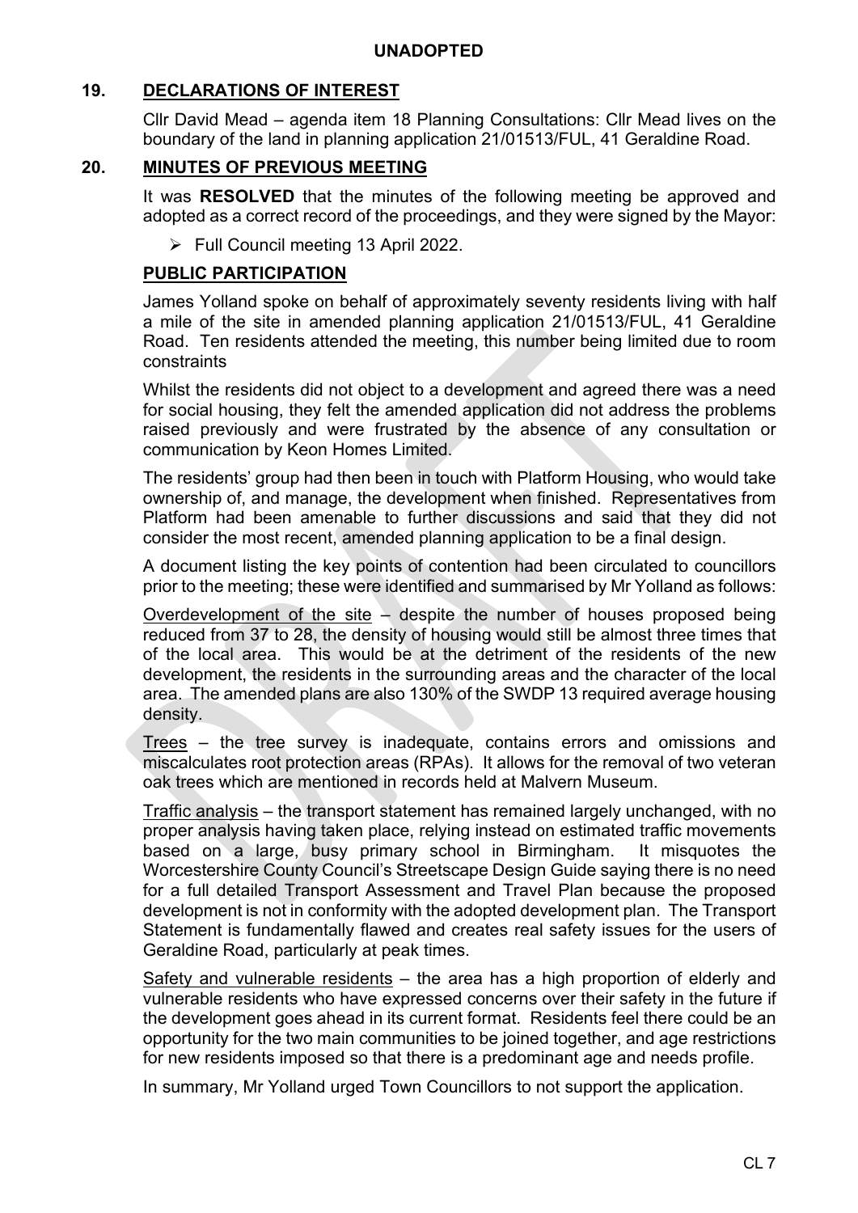**UNADOPTED**

## 19. DECLARATIONS OF INTEREST

Cllr David Mead – agenda item 18 Planning Consultations: Cllr Mead lives on the boundary of the land in planning application 21/01513/FUL, 41 Geraldine Road.

## 20. MINUTES OF PREVIOUS MEETING

It was **RESOLVED** that the minutes of the following meeting be approved and adopted as a correct record of the proceedings, and they were signed by the Mayor:

- Full Council meeting 13 April 2022.

## PUBLIC PARTICIPATION

James Yolland spoke on behalf of approximately seventy residents living with half a mile of the site in amended planning application 21/01513/FUL, 41 Geraldine Road. Ten residents attended the meeting, this number being limited due to room constraints

Whilst the residents did not object to a development and agreed there was a need for social housing, they felt the amended application did not address the problems raised previously and were frustrated by the absence of any consultation or communication by Keon Homes Limited.

The residents' group had then been in touch with Platform Housing, who would take ownership of, and manage, the development when finished. Representatives from Platform had been amenable to further discussions and said that they did not consider the most recent, amended planning application to be a final design.

A document listing the key points of contention had been circulated to councillors prior to the meeting; these were identified and summarised by Mr Yolland as follows:

Overdevelopment of the site – despite the number of houses proposed being reduced from 37 to 28, the density of housing would still be almost three times that of the local area. This would be at the detriment of the residents of the new development, the residents in the surrounding areas and the character of the local area. The amended plans are also 130% of the SWDP 13 required average housing density.

Trees – the tree survey is inadequate, contains errors and omissions and miscalculates root protection areas (RPAs). It allows for the removal of two veteran oak trees which are mentioned in records held at Malvern Museum.

Traffic analysis – the transport statement has remained largely unchanged, with no proper analysis having taken place, relying instead on estimated traffic movements based on a large, busy primary school in Birmingham. It misquotes the Worcestershire County Council's Streetscape Design Guide saying there is no need for a full detailed Transport Assessment and Travel Plan because the proposed development is not in conformity with the adopted development plan. The Transport Statement is fundamentally flawed and creates real safety issues for the users of Geraldine Road, particularly at peak times.

Safety and vulnerable residents – the area has a high proportion of elderly and vulnerable residents who have expressed concerns over their safety in the future if the development goes ahead in its current format. Residents feel there could be an opportunity for the two main communities to be joined together, and age restrictions for new residents imposed so that there is a predominant age and needs profile.

In summary, Mr Yolland urged Town Councillors to not support the application.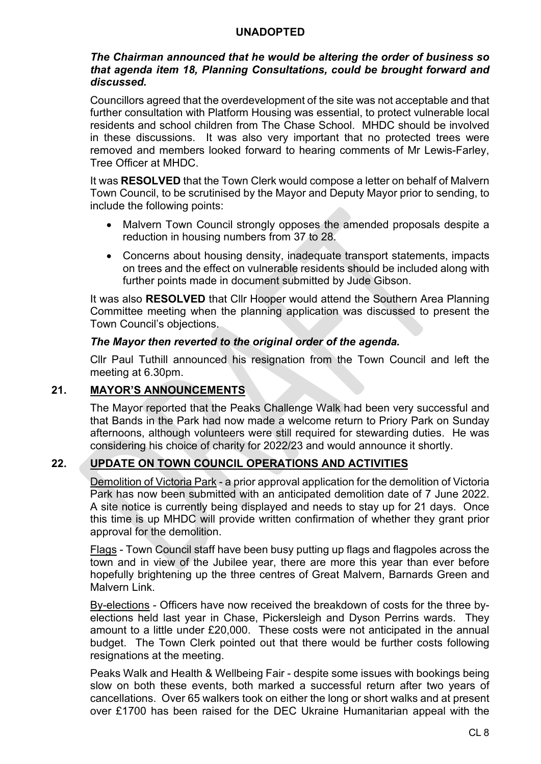**UNADOPTED**

***The Chairman announced that he would be altering the order of business so that agenda item 18, Planning Consultations, could be brought forward and discussed.***

Councillors agreed that the overdevelopment of the site was not acceptable and that further consultation with Platform Housing was essential, to protect vulnerable local residents and school children from The Chase School. MHDC should be involved in these discussions. It was also very important that no protected trees were removed and members looked forward to hearing comments of Mr Lewis-Farley, Tree Officer at MHDC.

It was **RESOLVED** that the Town Clerk would compose a letter on behalf of Malvern Town Council, to be scrutinised by the Mayor and Deputy Mayor prior to sending, to include the following points:

- Malvern Town Council strongly opposes the amended proposals despite a reduction in housing numbers from 37 to 28.
- Concerns about housing density, inadequate transport statements, impacts on trees and the effect on vulnerable residents should be included along with further points made in document submitted by Jude Gibson.

It was also **RESOLVED** that Cllr Hooper would attend the Southern Area Planning Committee meeting when the planning application was discussed to present the Town Council's objections.

***The Mayor then reverted to the original order of the agenda.***

Cllr Paul Tuthill announced his resignation from the Town Council and left the meeting at 6.30pm.

## 21. MAYOR'S ANNOUNCEMENTS

The Mayor reported that the Peaks Challenge Walk had been very successful and that Bands in the Park had now made a welcome return to Priory Park on Sunday afternoons, although volunteers were still required for stewarding duties. He was considering his choice of charity for 2022/23 and would announce it shortly.

## 22. UPDATE ON TOWN COUNCIL OPERATIONS AND ACTIVITIES

Demolition of Victoria Park - a prior approval application for the demolition of Victoria Park has now been submitted with an anticipated demolition date of 7 June 2022. A site notice is currently being displayed and needs to stay up for 21 days. Once this time is up MHDC will provide written confirmation of whether they grant prior approval for the demolition.

Flags - Town Council staff have been busy putting up flags and flagpoles across the town and in view of the Jubilee year, there are more this year than ever before hopefully brightening up the three centres of Great Malvern, Barnards Green and Malvern Link.

By-elections - Officers have now received the breakdown of costs for the three by-elections held last year in Chase, Pickersleigh and Dyson Perrins wards. They amount to a little under £20,000. These costs were not anticipated in the annual budget. The Town Clerk pointed out that there would be further costs following resignations at the meeting.

Peaks Walk and Health & Wellbeing Fair - despite some issues with bookings being slow on both these events, both marked a successful return after two years of cancellations. Over 65 walkers took on either the long or short walks and at present over £1700 has been raised for the DEC Ukraine Humanitarian appeal with the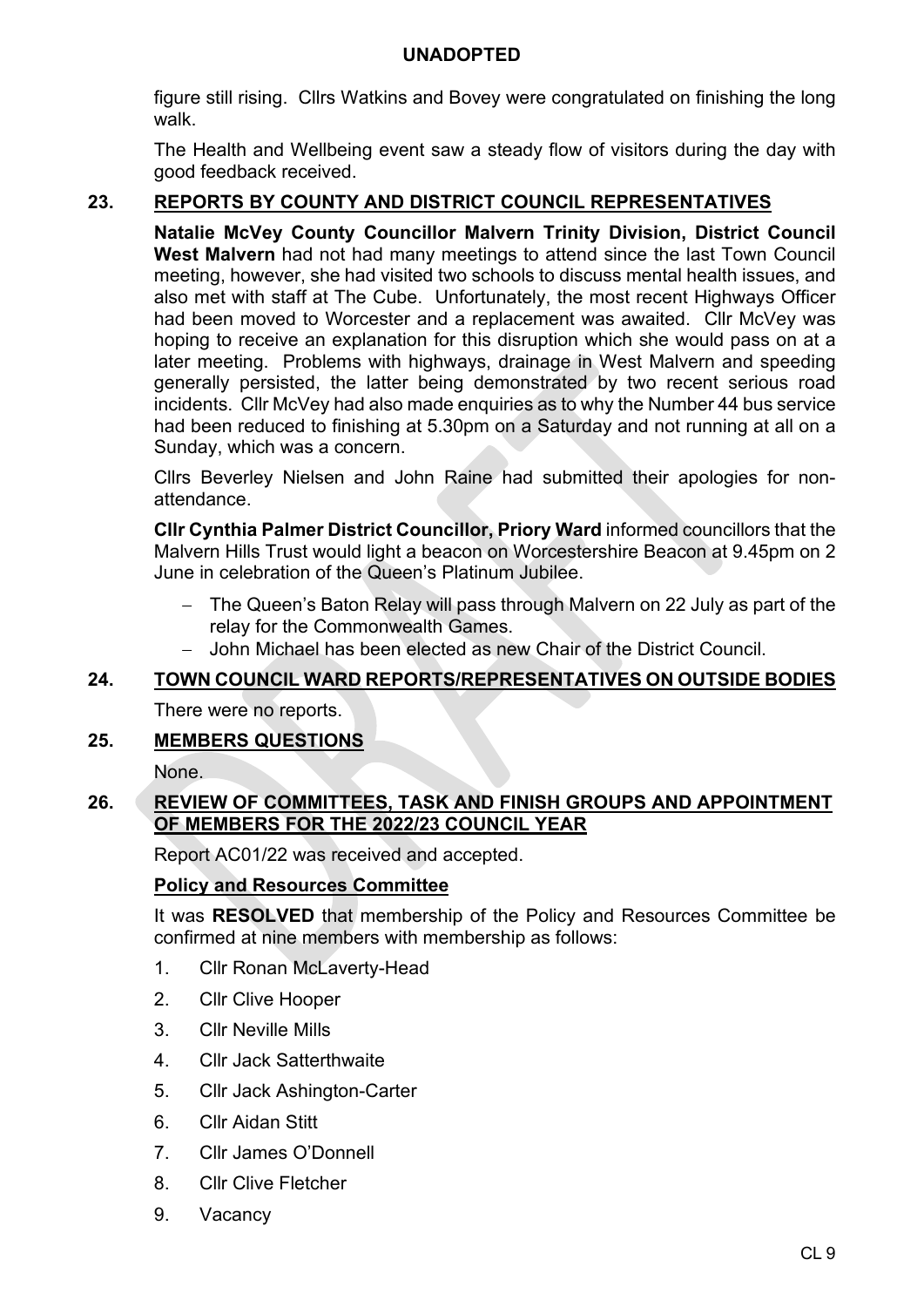**UNADOPTED**

figure still rising. Cllrs Watkins and Bovey were congratulated on finishing the long walk.

The Health and Wellbeing event saw a steady flow of visitors during the day with good feedback received.

## 23. REPORTS BY COUNTY AND DISTRICT COUNCIL REPRESENTATIVES

**Natalie McVey County Councillor Malvern Trinity Division, District Council West Malvern** had not had many meetings to attend since the last Town Council meeting, however, she had visited two schools to discuss mental health issues, and also met with staff at The Cube. Unfortunately, the most recent Highways Officer had been moved to Worcester and a replacement was awaited. Cllr McVey was hoping to receive an explanation for this disruption which she would pass on at a later meeting. Problems with highways, drainage in West Malvern and speeding generally persisted, the latter being demonstrated by two recent serious road incidents. Cllr McVey had also made enquiries as to why the Number 44 bus service had been reduced to finishing at 5.30pm on a Saturday and not running at all on a Sunday, which was a concern.

Cllrs Beverley Nielsen and John Raine had submitted their apologies for non-attendance.

**Cllr Cynthia Palmer District Councillor, Priory Ward** informed councillors that the Malvern Hills Trust would light a beacon on Worcestershire Beacon at 9.45pm on 2 June in celebration of the Queen's Platinum Jubilee.

- The Queen's Baton Relay will pass through Malvern on 22 July as part of the relay for the Commonwealth Games.
- John Michael has been elected as new Chair of the District Council.

## 24. TOWN COUNCIL WARD REPORTS/REPRESENTATIVES ON OUTSIDE BODIES

There were no reports.

## 25. MEMBERS QUESTIONS

None.

## 26. REVIEW OF COMMITTEES, TASK AND FINISH GROUPS AND APPOINTMENT OF MEMBERS FOR THE 2022/23 COUNCIL YEAR

Report AC01/22 was received and accepted.

**Policy and Resources Committee**

It was **RESOLVED** that membership of the Policy and Resources Committee be confirmed at nine members with membership as follows:

1. Cllr Ronan McLaverty-Head
2. Cllr Clive Hooper
3. Cllr Neville Mills
4. Cllr Jack Satterthwaite
5. Cllr Jack Ashington-Carter
6. Cllr Aidan Stitt
7. Cllr James O'Donnell
8. Cllr Clive Fletcher
9. Vacancy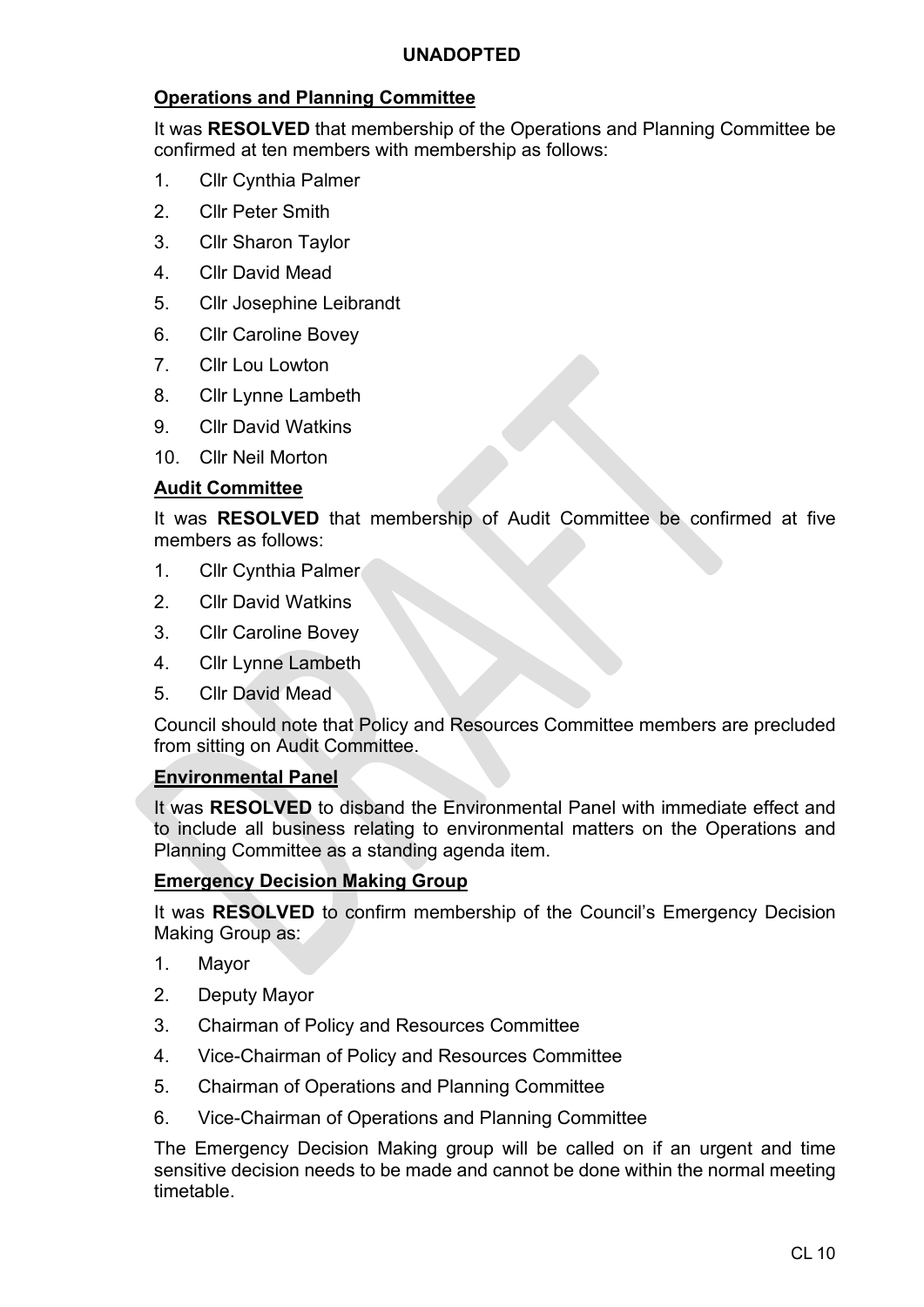**UNADOPTED**

**Operations and Planning Committee**

It was **RESOLVED** that membership of the Operations and Planning Committee be confirmed at ten members with membership as follows:

1. Cllr Cynthia Palmer
2. Cllr Peter Smith
3. Cllr Sharon Taylor
4. Cllr David Mead
5. Cllr Josephine Leibrandt
6. Cllr Caroline Bovey
7. Cllr Lou Lowton
8. Cllr Lynne Lambeth
9. Cllr David Watkins
10. Cllr Neil Morton

**Audit Committee**

It was **RESOLVED** that membership of Audit Committee be confirmed at five members as follows:

1. Cllr Cynthia Palmer
2. Cllr David Watkins
3. Cllr Caroline Bovey
4. Cllr Lynne Lambeth
5. Cllr David Mead

Council should note that Policy and Resources Committee members are precluded from sitting on Audit Committee.

**Environmental Panel**

It was **RESOLVED** to disband the Environmental Panel with immediate effect and to include all business relating to environmental matters on the Operations and Planning Committee as a standing agenda item.

**Emergency Decision Making Group**

It was **RESOLVED** to confirm membership of the Council's Emergency Decision Making Group as:

1. Mayor
2. Deputy Mayor
3. Chairman of Policy and Resources Committee
4. Vice-Chairman of Policy and Resources Committee
5. Chairman of Operations and Planning Committee
6. Vice-Chairman of Operations and Planning Committee

The Emergency Decision Making group will be called on if an urgent and time sensitive decision needs to be made and cannot be done within the normal meeting timetable.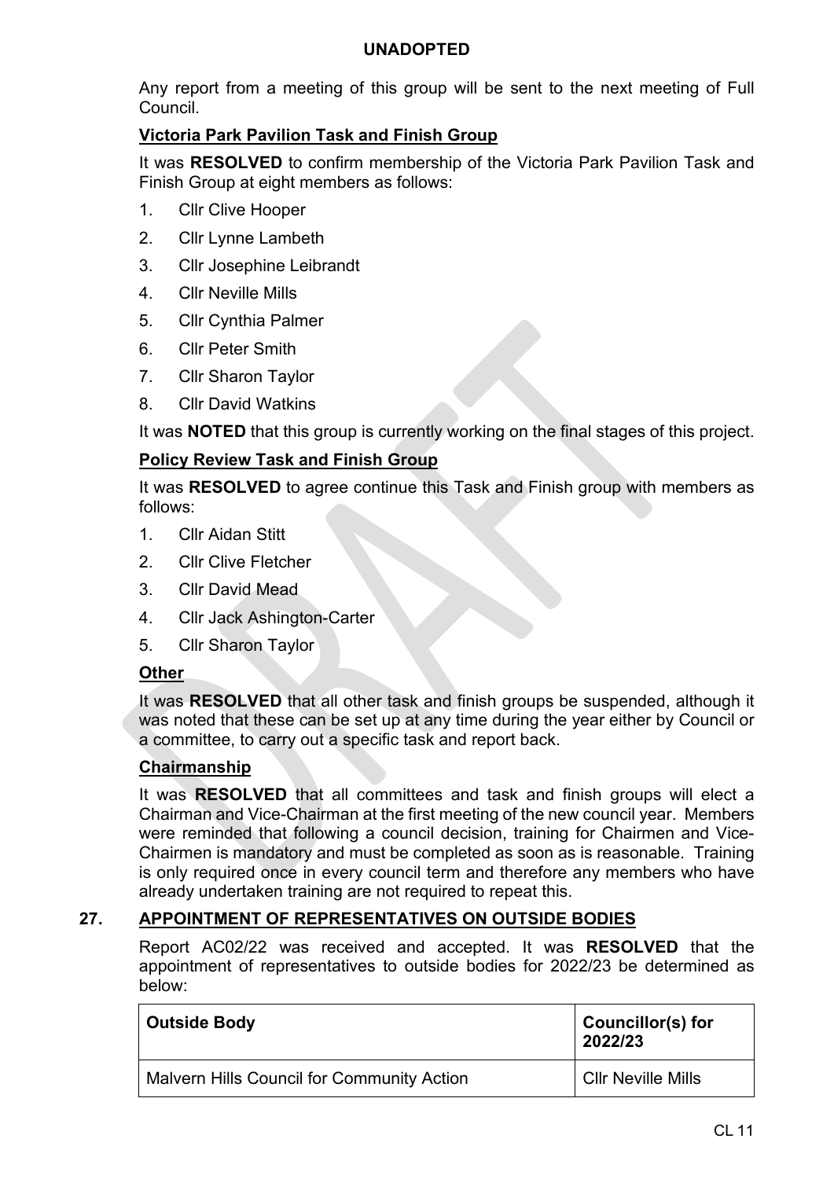**UNADOPTED**

Any report from a meeting of this group will be sent to the next meeting of Full Council.

**Victoria Park Pavilion Task and Finish Group**

It was **RESOLVED** to confirm membership of the Victoria Park Pavilion Task and Finish Group at eight members as follows:

1. Cllr Clive Hooper
2. Cllr Lynne Lambeth
3. Cllr Josephine Leibrandt
4. Cllr Neville Mills
5. Cllr Cynthia Palmer
6. Cllr Peter Smith
7. Cllr Sharon Taylor
8. Cllr David Watkins

It was **NOTED** that this group is currently working on the final stages of this project.

**Policy Review Task and Finish Group**

It was **RESOLVED** to agree continue this Task and Finish group with members as follows:

1. Cllr Aidan Stitt
2. Cllr Clive Fletcher
3. Cllr David Mead
4. Cllr Jack Ashington-Carter
5. Cllr Sharon Taylor

**Other**

It was **RESOLVED** that all other task and finish groups be suspended, although it was noted that these can be set up at any time during the year either by Council or a committee, to carry out a specific task and report back.

**Chairmanship**

It was **RESOLVED** that all committees and task and finish groups will elect a Chairman and Vice-Chairman at the first meeting of the new council year. Members were reminded that following a council decision, training for Chairmen and Vice-Chairmen is mandatory and must be completed as soon as is reasonable. Training is only required once in every council term and therefore any members who have already undertaken training are not required to repeat this.

## 27. APPOINTMENT OF REPRESENTATIVES ON OUTSIDE BODIES

Report AC02/22 was received and accepted. It was **RESOLVED** that the appointment of representatives to outside bodies for 2022/23 be determined as below:

| Outside Body | Councillor(s) for 2022/23 |
|---|---|
| Malvern Hills Council for Community Action | Cllr Neville Mills |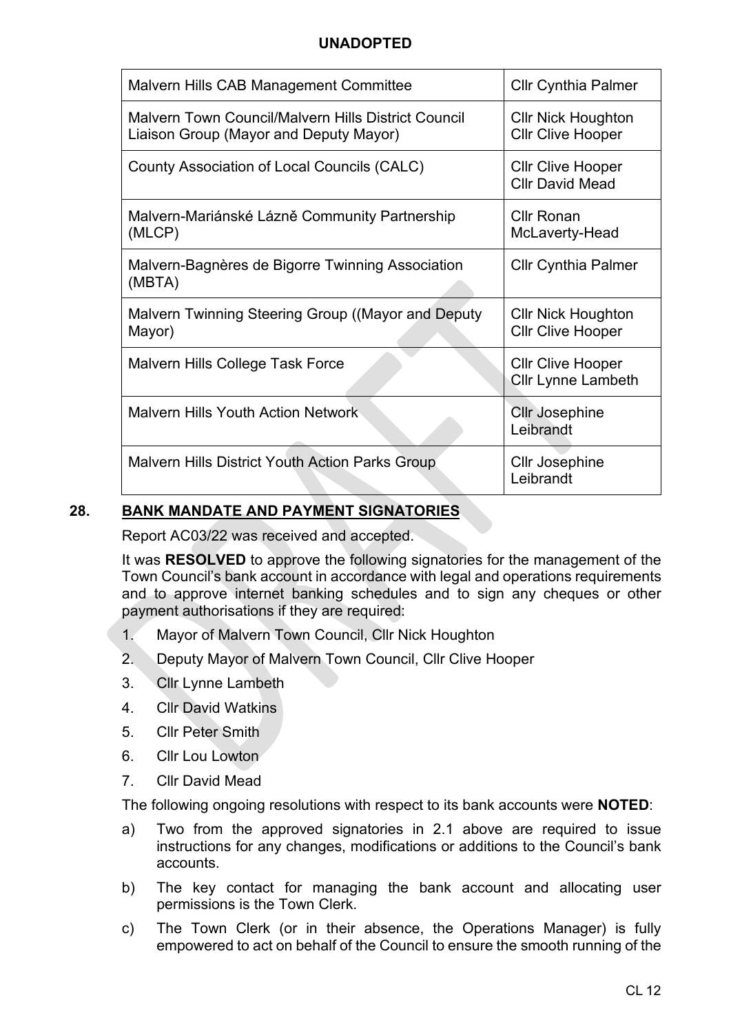**UNADOPTED**

| | |
|---|---|
| Malvern Hills CAB Management Committee | Cllr Cynthia Palmer |
| Malvern Town Council/Malvern Hills District Council Liaison Group (Mayor and Deputy Mayor) | Cllr Nick Houghton<br>Cllr Clive Hooper |
| County Association of Local Councils (CALC) | Cllr Clive Hooper<br>Cllr David Mead |
| Malvern-Mariánské Lázně Community Partnership (MLCP) | Cllr Ronan McLaverty-Head |
| Malvern-Bagnères de Bigorre Twinning Association (MBTA) | Cllr Cynthia Palmer |
| Malvern Twinning Steering Group ((Mayor and Deputy Mayor) | Cllr Nick Houghton<br>Cllr Clive Hooper |
| Malvern Hills College Task Force | Cllr Clive Hooper<br>Cllr Lynne Lambeth |
| Malvern Hills Youth Action Network | Cllr Josephine Leibrandt |
| Malvern Hills District Youth Action Parks Group | Cllr Josephine Leibrandt |

## 28. BANK MANDATE AND PAYMENT SIGNATORIES

Report AC03/22 was received and accepted.

It was **RESOLVED** to approve the following signatories for the management of the Town Council's bank account in accordance with legal and operations requirements and to approve internet banking schedules and to sign any cheques or other payment authorisations if they are required:

1. Mayor of Malvern Town Council, Cllr Nick Houghton
2. Deputy Mayor of Malvern Town Council, Cllr Clive Hooper
3. Cllr Lynne Lambeth
4. Cllr David Watkins
5. Cllr Peter Smith
6. Cllr Lou Lowton
7. Cllr David Mead

The following ongoing resolutions with respect to its bank accounts were **NOTED**:

a) Two from the approved signatories in 2.1 above are required to issue instructions for any changes, modifications or additions to the Council's bank accounts.

b) The key contact for managing the bank account and allocating user permissions is the Town Clerk.

c) The Town Clerk (or in their absence, the Operations Manager) is fully empowered to act on behalf of the Council to ensure the smooth running of the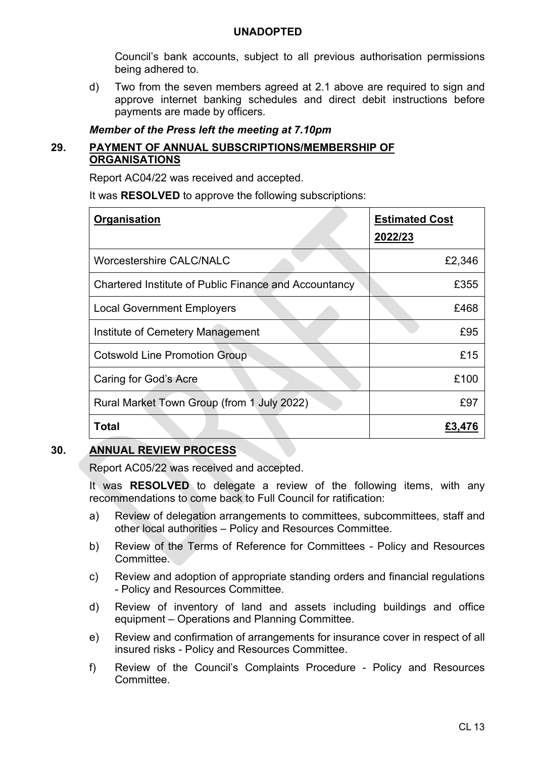**UNADOPTED**

Council's bank accounts, subject to all previous authorisation permissions being adhered to.

d) Two from the seven members agreed at 2.1 above are required to sign and approve internet banking schedules and direct debit instructions before payments are made by officers.

***Member of the Press left the meeting at 7.10pm***

## 29. PAYMENT OF ANNUAL SUBSCRIPTIONS/MEMBERSHIP OF ORGANISATIONS

Report AC04/22 was received and accepted.

It was **RESOLVED** to approve the following subscriptions:

| Organisation | Estimated Cost 2022/23 |
|---|---|
| Worcestershire CALC/NALC | £2,346 |
| Chartered Institute of Public Finance and Accountancy | £355 |
| Local Government Employers | £468 |
| Institute of Cemetery Management | £95 |
| Cotswold Line Promotion Group | £15 |
| Caring for God's Acre | £100 |
| Rural Market Town Group (from 1 July 2022) | £97 |
| **Total** | **£3,476** |

## 30. ANNUAL REVIEW PROCESS

Report AC05/22 was received and accepted.

It was **RESOLVED** to delegate a review of the following items, with any recommendations to come back to Full Council for ratification:

a) Review of delegation arrangements to committees, subcommittees, staff and other local authorities – Policy and Resources Committee.

b) Review of the Terms of Reference for Committees - Policy and Resources Committee.

c) Review and adoption of appropriate standing orders and financial regulations - Policy and Resources Committee.

d) Review of inventory of land and assets including buildings and office equipment – Operations and Planning Committee.

e) Review and confirmation of arrangements for insurance cover in respect of all insured risks - Policy and Resources Committee.

f) Review of the Council's Complaints Procedure - Policy and Resources Committee.

CL 13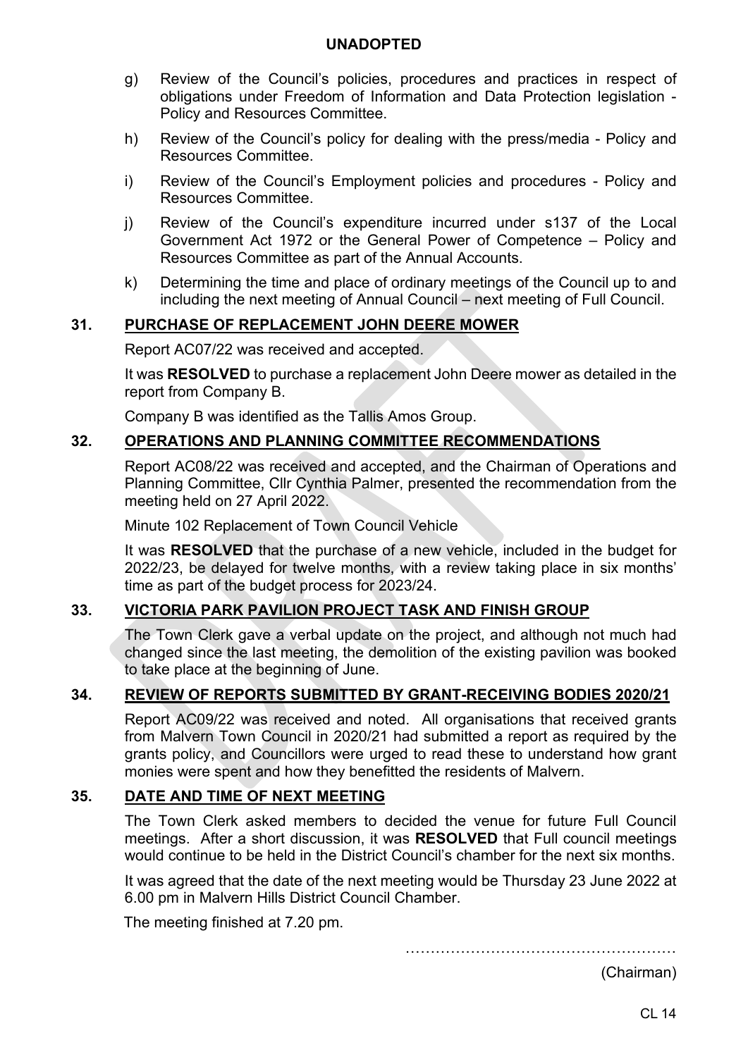**UNADOPTED**

g) Review of the Council's policies, procedures and practices in respect of obligations under Freedom of Information and Data Protection legislation - Policy and Resources Committee.

h) Review of the Council's policy for dealing with the press/media - Policy and Resources Committee.

i) Review of the Council's Employment policies and procedures - Policy and Resources Committee.

j) Review of the Council's expenditure incurred under s137 of the Local Government Act 1972 or the General Power of Competence – Policy and Resources Committee as part of the Annual Accounts.

k) Determining the time and place of ordinary meetings of the Council up to and including the next meeting of Annual Council – next meeting of Full Council.

## 31. PURCHASE OF REPLACEMENT JOHN DEERE MOWER

Report AC07/22 was received and accepted.

It was **RESOLVED** to purchase a replacement John Deere mower as detailed in the report from Company B.

Company B was identified as the Tallis Amos Group.

## 32. OPERATIONS AND PLANNING COMMITTEE RECOMMENDATIONS

Report AC08/22 was received and accepted, and the Chairman of Operations and Planning Committee, Cllr Cynthia Palmer, presented the recommendation from the meeting held on 27 April 2022.

Minute 102 Replacement of Town Council Vehicle

It was **RESOLVED** that the purchase of a new vehicle, included in the budget for 2022/23, be delayed for twelve months, with a review taking place in six months' time as part of the budget process for 2023/24.

## 33. VICTORIA PARK PAVILION PROJECT TASK AND FINISH GROUP

The Town Clerk gave a verbal update on the project, and although not much had changed since the last meeting, the demolition of the existing pavilion was booked to take place at the beginning of June.

## 34. REVIEW OF REPORTS SUBMITTED BY GRANT-RECEIVING BODIES 2020/21

Report AC09/22 was received and noted. All organisations that received grants from Malvern Town Council in 2020/21 had submitted a report as required by the grants policy, and Councillors were urged to read these to understand how grant monies were spent and how they benefitted the residents of Malvern.

## 35. DATE AND TIME OF NEXT MEETING

The Town Clerk asked members to decided the venue for future Full Council meetings. After a short discussion, it was **RESOLVED** that Full council meetings would continue to be held in the District Council's chamber for the next six months.

It was agreed that the date of the next meeting would be Thursday 23 June 2022 at 6.00 pm in Malvern Hills District Council Chamber.

The meeting finished at 7.20 pm.

……………………………………………

(Chairman)

CL 14